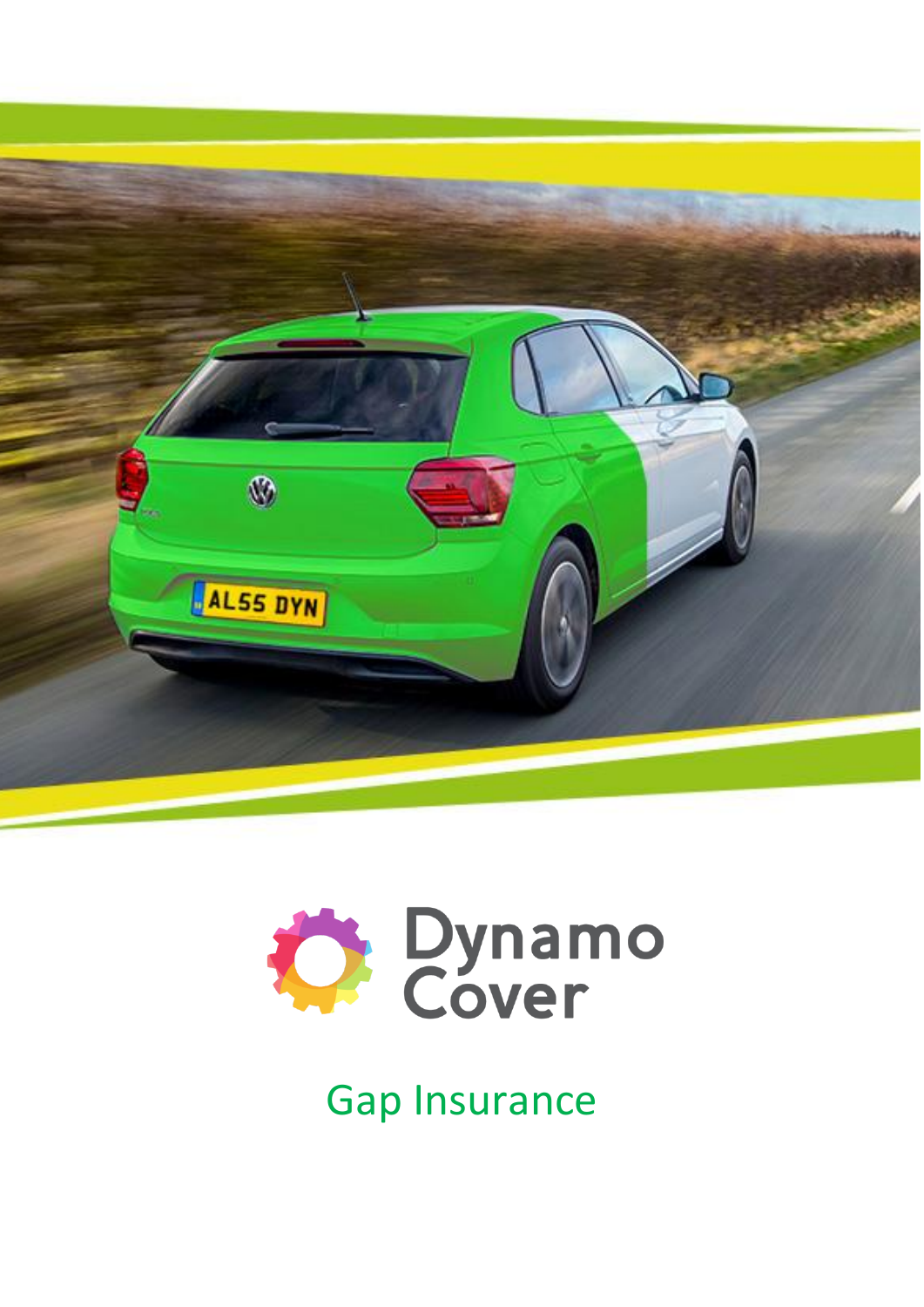Dynamo Cover

# Gap Insurance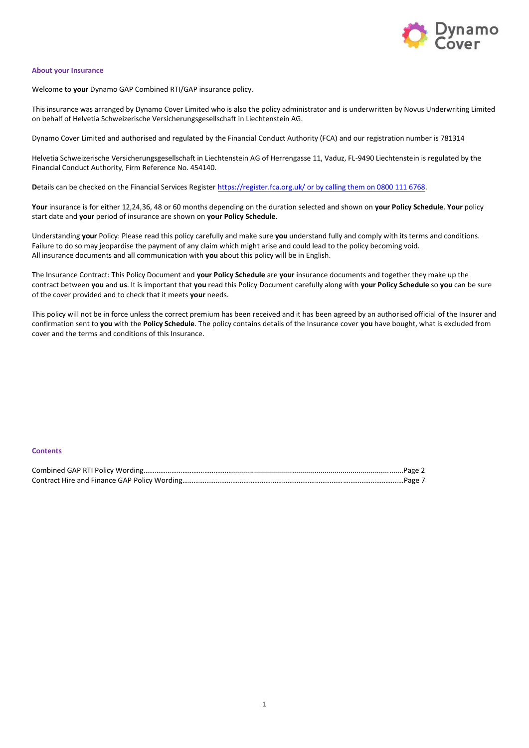## About your Insurance

Welcome to **your** Dynamo GAP Combined RTI/GAP insurance policy.

This insurance was arranged by Dynamo Cover Limited who is also the policy administrator and is underwritten by Novus Underwriting Limited on behalf of Helvetia Schweizerische Versicherungsgesellschaft in Liechtenstein AG.

Dynamo Cover Limited and authorised and regulated by the Financial Conduct Authority (FCA) and our registration number is 781314

Helvetia Schweizerische Versicherungsgesellschaft in Liechtenstein AG of Herrengasse 11, Vaduz, FL-9490 Liechtenstein is regulated by the Financial Conduct Authority, Firm Reference No. 454140.

**D**etails can be checked on the Financial Services Register https://register.fca.org.uk/ or by calling them on 0800 111 6768.

**Your** insurance is for either 12,24,36, 48 or 60 months depending on the duration selected and shown on **your Policy Schedule**. **Your** policy start date and **your** period of insurance are shown on **your Policy Schedule**.

Understanding **your** Policy: Please read this policy carefully and make sure **you** understand fully and comply with its terms and conditions. Failure to do so may jeopardise the payment of any claim which might arise and could lead to the policy becoming void. All insurance documents and all communication with **you** about this policy will be in English.

The Insurance Contract: This Policy Document and **your Policy Schedule** are **your** insurance documents and together they make up the contract between **you** and **us**. It is important that **you** read this Policy Document carefully along with **your Policy Schedule** so **you** can be sure of the cover provided and to check that it meets **your** needs.

This policy will not be in force unless the correct premium has been received and it has been agreed by an authorised official of the Insurer and confirmation sent to **you** with the **Policy Schedule**. The policy contains details of the Insurance cover **you** have bought, what is excluded from cover and the terms and conditions of this Insurance.

## Contents

Combined GAP RTI Policy Wording……………………………………………………………………………………………………..Page 2
Contract Hire and Finance GAP Policy Wording…………………………………………………………………………………………Page 7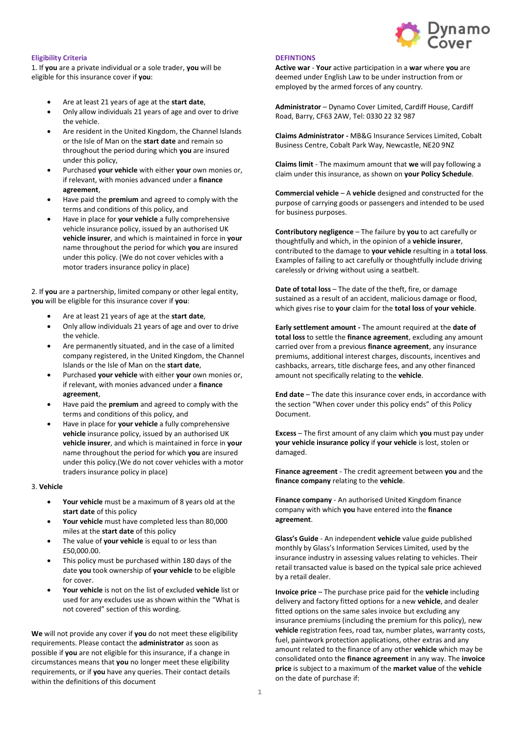## Eligibility Criteria

1. If **you** are a private individual or a sole trader, **you** will be eligible for this insurance cover if **you**:

- Are at least 21 years of age at the **start date**,
- Only allow individuals 21 years of age and over to drive the vehicle.
- Are resident in the United Kingdom, the Channel Islands or the Isle of Man on the **start date** and remain so throughout the period during which **you** are insured under this policy,
- Purchased **your vehicle** with either **your** own monies or, if relevant, with monies advanced under a **finance agreement**,
- Have paid the **premium** and agreed to comply with the terms and conditions of this policy, and
- Have in place for **your vehicle** a fully comprehensive vehicle insurance policy, issued by an authorised UK **vehicle insurer**, and which is maintained in force in **your** name throughout the period for which **you** are insured under this policy. (We do not cover vehicles with a motor traders insurance policy in place)

2. If **you** are a partnership, limited company or other legal entity, **you** will be eligible for this insurance cover if **you**:

- Are at least 21 years of age at the **start date**,
- Only allow individuals 21 years of age and over to drive the vehicle.
- Are permanently situated, and in the case of a limited company registered, in the United Kingdom, the Channel Islands or the Isle of Man on the **start date**,
- Purchased **your vehicle** with either **your** own monies or, if relevant, with monies advanced under a **finance agreement**,
- Have paid the **premium** and agreed to comply with the terms and conditions of this policy, and
- Have in place for **your vehicle** a fully comprehensive **vehicle** insurance policy, issued by an authorised UK **vehicle insurer**, and which is maintained in force in **your** name throughout the period for which **you** are insured under this policy.(We do not cover vehicles with a motor traders insurance policy in place)

3. **Vehicle**

- **Your vehicle** must be a maximum of 8 years old at the **start date** of this policy
- **Your vehicle** must have completed less than 80,000 miles at the **start date** of this policy
- The value of **your vehicle** is equal to or less than £50,000.00.
- This policy must be purchased within 180 days of the date **you** took ownership of **your vehicle** to be eligible for cover.
- **Your vehicle** is not on the list of excluded **vehicle** list or used for any excludes use as shown within the "What is not covered" section of this wording.

**We** will not provide any cover if **you** do not meet these eligibility requirements. Please contact the **administrator** as soon as possible if **you** are not eligible for this insurance, if a change in circumstances means that **you** no longer meet these eligibility requirements, or if **you** have any queries. Their contact details within the definitions of this document

## DEFINTIONS

**Active war** - **Your** active participation in a **war** where **you** are deemed under English Law to be under instruction from or employed by the armed forces of any country.

**Administrator** – Dynamo Cover Limited, Cardiff House, Cardiff Road, Barry, CF63 2AW, Tel: 0330 22 32 987

**Claims Administrator -** MB&G Insurance Services Limited, Cobalt Business Centre, Cobalt Park Way, Newcastle, NE20 9NZ

**Claims limit** - The maximum amount that **we** will pay following a claim under this insurance, as shown on **your Policy Schedule**.

**Commercial vehicle** – A **vehicle** designed and constructed for the purpose of carrying goods or passengers and intended to be used for business purposes.

**Contributory negligence** – The failure by **you** to act carefully or thoughtfully and which, in the opinion of a **vehicle insurer**, contributed to the damage to **your vehicle** resulting in a **total loss**. Examples of failing to act carefully or thoughtfully include driving carelessly or driving without using a seatbelt.

**Date of total loss** – The date of the theft, fire, or damage sustained as a result of an accident, malicious damage or flood, which gives rise to **your** claim for the **total loss** of **your vehicle**.

**Early settlement amount -** The amount required at the **date of total loss** to settle the **finance agreement**, excluding any amount carried over from a previous **finance agreement**, any insurance premiums, additional interest charges, discounts, incentives and cashbacks, arrears, title discharge fees, and any other financed amount not specifically relating to the **vehicle**.

**End date** – The date this insurance cover ends, in accordance with the section "When cover under this policy ends" of this Policy Document.

**Excess** – The first amount of any claim which **you** must pay under **your vehicle insurance policy** if **your vehicle** is lost, stolen or damaged.

**Finance agreement** - The credit agreement between **you** and the **finance company** relating to the **vehicle**.

**Finance company** - An authorised United Kingdom finance company with which **you** have entered into the **finance agreement**.

**Glass's Guide** - An independent **vehicle** value guide published monthly by Glass's Information Services Limited, used by the insurance industry in assessing values relating to vehicles. Their retail transacted value is based on the typical sale price achieved by a retail dealer.

**Invoice price** – The purchase price paid for the **vehicle** including delivery and factory fitted options for a new **vehicle**, and dealer fitted options on the same sales invoice but excluding any insurance premiums (including the premium for this policy), new **vehicle** registration fees, road tax, number plates, warranty costs, fuel, paintwork protection applications, other extras and any amount related to the finance of any other **vehicle** which may be consolidated onto the **finance agreement** in any way. The **invoice price** is subject to a maximum of the **market value** of the **vehicle** on the date of purchase if: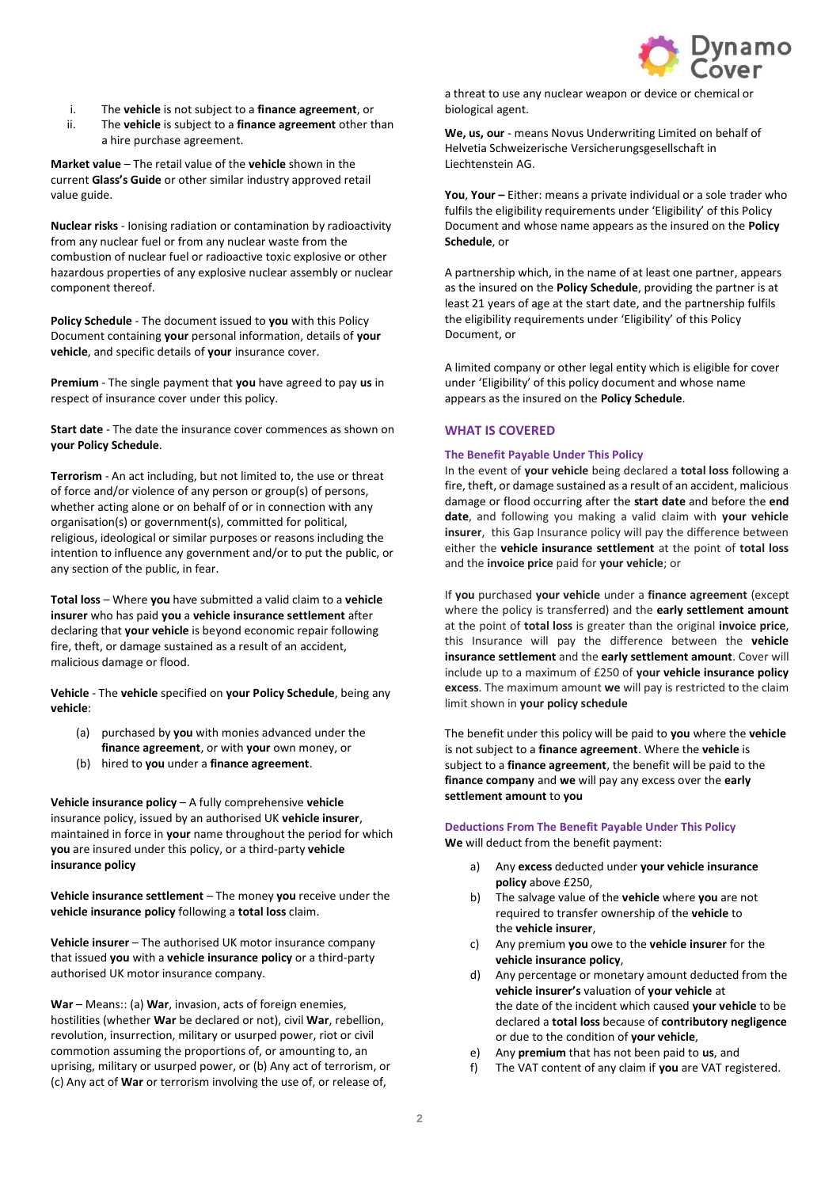i. The **vehicle** is not subject to a **finance agreement**, or
ii. The **vehicle** is subject to a **finance agreement** other than a hire purchase agreement.

**Market value** – The retail value of the **vehicle** shown in the current **Glass's Guide** or other similar industry approved retail value guide.

**Nuclear risks** - Ionising radiation or contamination by radioactivity from any nuclear fuel or from any nuclear waste from the combustion of nuclear fuel or radioactive toxic explosive or other hazardous properties of any explosive nuclear assembly or nuclear component thereof.

**Policy Schedule** - The document issued to **you** with this Policy Document containing **your** personal information, details of **your vehicle**, and specific details of **your** insurance cover.

**Premium** - The single payment that **you** have agreed to pay **us** in respect of insurance cover under this policy.

**Start date** - The date the insurance cover commences as shown on **your Policy Schedule**.

**Terrorism** - An act including, but not limited to, the use or threat of force and/or violence of any person or group(s) of persons, whether acting alone or on behalf of or in connection with any organisation(s) or government(s), committed for political, religious, ideological or similar purposes or reasons including the intention to influence any government and/or to put the public, or any section of the public, in fear.

**Total loss** – Where **you** have submitted a valid claim to a **vehicle insurer** who has paid **you** a **vehicle insurance settlement** after declaring that **your vehicle** is beyond economic repair following fire, theft, or damage sustained as a result of an accident, malicious damage or flood.

**Vehicle** - The **vehicle** specified on **your Policy Schedule**, being any **vehicle**:

(a) purchased by **you** with monies advanced under the **finance agreement**, or with **your** own money, or
(b) hired to **you** under a **finance agreement**.

**Vehicle insurance policy** – A fully comprehensive **vehicle** insurance policy, issued by an authorised UK **vehicle insurer**, maintained in force in **your** name throughout the period for which **you** are insured under this policy, or a third-party **vehicle insurance policy**

**Vehicle insurance settlement** – The money **you** receive under the **vehicle insurance policy** following a **total loss** claim.

**Vehicle insurer** – The authorised UK motor insurance company that issued **you** with a **vehicle insurance policy** or a third-party authorised UK motor insurance company.

**War** – Means:: (a) **War**, invasion, acts of foreign enemies, hostilities (whether **War** be declared or not), civil **War**, rebellion, revolution, insurrection, military or usurped power, riot or civil commotion assuming the proportions of, or amounting to, an uprising, military or usurped power, or (b) Any act of terrorism, or (c) Any act of **War** or terrorism involving the use of, or release of, a threat to use any nuclear weapon or device or chemical or biological agent.

**We, us, our** - means Novus Underwriting Limited on behalf of Helvetia Schweizerische Versicherungsgesellschaft in Liechtenstein AG.

**You**, **Your –** Either: means a private individual or a sole trader who fulfils the eligibility requirements under 'Eligibility' of this Policy Document and whose name appears as the insured on the **Policy Schedule**, or

A partnership which, in the name of at least one partner, appears as the insured on the **Policy Schedule**, providing the partner is at least 21 years of age at the start date, and the partnership fulfils the eligibility requirements under 'Eligibility' of this Policy Document, or

A limited company or other legal entity which is eligible for cover under 'Eligibility' of this policy document and whose name appears as the insured on the **Policy Schedule**.

## WHAT IS COVERED

### The Benefit Payable Under This Policy

In the event of **your vehicle** being declared a **total loss** following a fire, theft, or damage sustained as a result of an accident, malicious damage or flood occurring after the **start date** and before the **end date**, and following you making a valid claim with **your vehicle insurer**, this Gap Insurance policy will pay the difference between either the **vehicle insurance settlement** at the point of **total loss** and the **invoice price** paid for **your vehicle**; or

If **you** purchased **your vehicle** under a **finance agreement** (except where the policy is transferred) and the **early settlement amount** at the point of **total loss** is greater than the original **invoice price**, this Insurance will pay the difference between the **vehicle insurance settlement** and the **early settlement amount**. Cover will include up to a maximum of £250 of **your vehicle insurance policy excess**. The maximum amount **we** will pay is restricted to the claim limit shown in **your policy schedule**

The benefit under this policy will be paid to **you** where the **vehicle** is not subject to a **finance agreement**. Where the **vehicle** is subject to a **finance agreement**, the benefit will be paid to the **finance company** and **we** will pay any excess over the **early settlement amount** to **you**

### Deductions From The Benefit Payable Under This Policy

**We** will deduct from the benefit payment:

a) Any **excess** deducted under **your vehicle insurance policy** above £250,
b) The salvage value of the **vehicle** where **you** are not required to transfer ownership of the **vehicle** to the **vehicle insurer**,
c) Any premium **you** owe to the **vehicle insurer** for the **vehicle insurance policy**,
d) Any percentage or monetary amount deducted from the **vehicle insurer's** valuation of **your vehicle** at the date of the incident which caused **your vehicle** to be declared a **total loss** because of **contributory negligence** or due to the condition of **your vehicle**,
e) Any **premium** that has not been paid to **us**, and
f) The VAT content of any claim if **you** are VAT registered.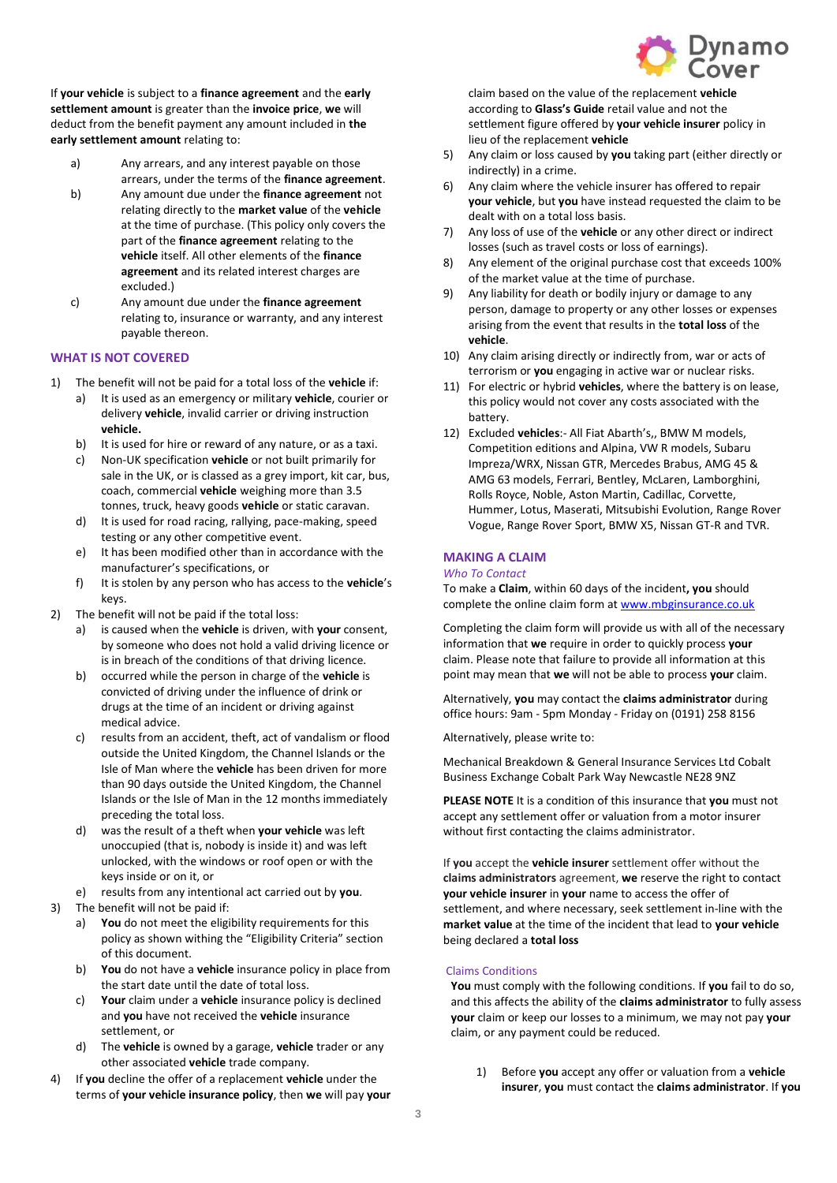If **your vehicle** is subject to a **finance agreement** and the **early settlement amount** is greater than the **invoice price**, **we** will deduct from the benefit payment any amount included in **the early settlement amount** relating to:

a) Any arrears, and any interest payable on those arrears, under the terms of the **finance agreement**.

b) Any amount due under the **finance agreement** not relating directly to the **market value** of the **vehicle** at the time of purchase. (This policy only covers the part of the **finance agreement** relating to the **vehicle** itself. All other elements of the **finance agreement** and its related interest charges are excluded.)

c) Any amount due under the **finance agreement** relating to, insurance or warranty, and any interest payable thereon.

## WHAT IS NOT COVERED

1) The benefit will not be paid for a total loss of the **vehicle** if:
   a) It is used as an emergency or military **vehicle**, courier or delivery **vehicle**, invalid carrier or driving instruction **vehicle.**
   b) It is used for hire or reward of any nature, or as a taxi.
   c) Non-UK specification **vehicle** or not built primarily for sale in the UK, or is classed as a grey import, kit car, bus, coach, commercial **vehicle** weighing more than 3.5 tonnes, truck, heavy goods **vehicle** or static caravan.
   d) It is used for road racing, rallying, pace-making, speed testing or any other competitive event.
   e) It has been modified other than in accordance with the manufacturer's specifications, or
   f) It is stolen by any person who has access to the **vehicle**'s keys.
2) The benefit will not be paid if the total loss:
   a) is caused when the **vehicle** is driven, with **your** consent, by someone who does not hold a valid driving licence or is in breach of the conditions of that driving licence.
   b) occurred while the person in charge of the **vehicle** is convicted of driving under the influence of drink or drugs at the time of an incident or driving against medical advice.
   c) results from an accident, theft, act of vandalism or flood outside the United Kingdom, the Channel Islands or the Isle of Man where the **vehicle** has been driven for more than 90 days outside the United Kingdom, the Channel Islands or the Isle of Man in the 12 months immediately preceding the total loss.
   d) was the result of a theft when **your vehicle** was left unoccupied (that is, nobody is inside it) and was left unlocked, with the windows or roof open or with the keys inside or on it, or
   e) results from any intentional act carried out by **you**.
3) The benefit will not be paid if:
   a) **You** do not meet the eligibility requirements for this policy as shown withing the "Eligibility Criteria" section of this document.
   b) **You** do not have a **vehicle** insurance policy in place from the start date until the date of total loss.
   c) **Your** claim under a **vehicle** insurance policy is declined and **you** have not received the **vehicle** insurance settlement, or
   d) The **vehicle** is owned by a garage, **vehicle** trader or any other associated **vehicle** trade company.
4) If **you** decline the offer of a replacement **vehicle** under the terms of **your vehicle insurance policy**, then **we** will pay **your** claim based on the value of the replacement **vehicle** according to **Glass's Guide** retail value and not the settlement figure offered by **your vehicle insurer** policy in lieu of the replacement **vehicle**
5) Any claim or loss caused by **you** taking part (either directly or indirectly) in a crime.
6) Any claim where the vehicle insurer has offered to repair **your vehicle**, but **you** have instead requested the claim to be dealt with on a total loss basis.
7) Any loss of use of the **vehicle** or any other direct or indirect losses (such as travel costs or loss of earnings).
8) Any element of the original purchase cost that exceeds 100% of the market value at the time of purchase.
9) Any liability for death or bodily injury or damage to any person, damage to property or any other losses or expenses arising from the event that results in the **total loss** of the **vehicle**.
10) Any claim arising directly or indirectly from, war or acts of terrorism or **you** engaging in active war or nuclear risks.
11) For electric or hybrid **vehicles**, where the battery is on lease, this policy would not cover any costs associated with the battery.
12) Excluded **vehicles**:- All Fiat Abarth's,, BMW M models, Competition editions and Alpina, VW R models, Subaru Impreza/WRX, Nissan GTR, Mercedes Brabus, AMG 45 & AMG 63 models, Ferrari, Bentley, McLaren, Lamborghini, Rolls Royce, Noble, Aston Martin, Cadillac, Corvette, Hummer, Lotus, Maserati, Mitsubishi Evolution, Range Rover Vogue, Range Rover Sport, BMW X5, Nissan GT-R and TVR.

## MAKING A CLAIM

*Who To Contact*

To make a **Claim**, within 60 days of the incident**, you** should complete the online claim form at www.mbginsurance.co.uk

Completing the claim form will provide us with all of the necessary information that **we** require in order to quickly process **your** claim. Please note that failure to provide all information at this point may mean that **we** will not be able to process **your** claim.

Alternatively, **you** may contact the **claims administrator** during office hours: 9am - 5pm Monday - Friday on (0191) 258 8156

Alternatively, please write to:

Mechanical Breakdown & General Insurance Services Ltd Cobalt Business Exchange Cobalt Park Way Newcastle NE28 9NZ

**PLEASE NOTE** It is a condition of this insurance that **you** must not accept any settlement offer or valuation from a motor insurer without first contacting the claims administrator.

If **you** accept the **vehicle insurer** settlement offer without the **claims administrators** agreement, **we** reserve the right to contact **your vehicle insurer** in **your** name to access the offer of settlement, and where necessary, seek settlement in-line with the **market value** at the time of the incident that lead to **your vehicle** being declared a **total loss**

*Claims Conditions*

**You** must comply with the following conditions. If **you** fail to do so, and this affects the ability of the **claims administrator** to fully assess **your** claim or keep our losses to a minimum, we may not pay **your** claim, or any payment could be reduced.

1) Before **you** accept any offer or valuation from a **vehicle insurer**, **you** must contact the **claims administrator**. If **you**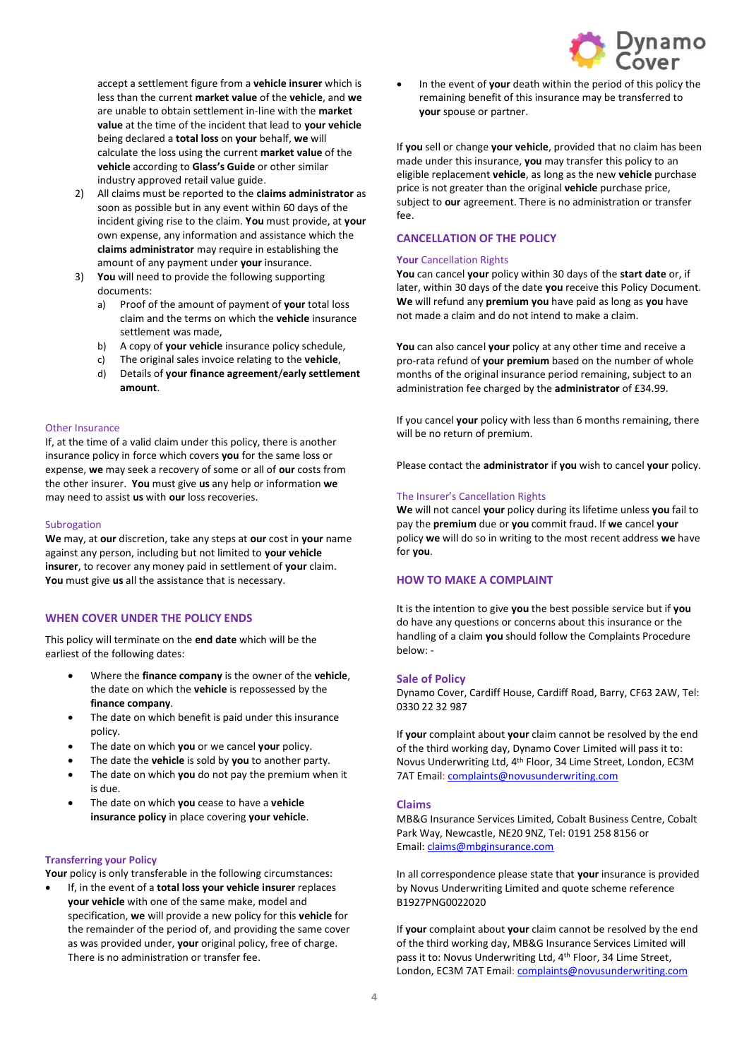accept a settlement figure from a **vehicle insurer** which is less than the current **market value** of the **vehicle**, and **we** are unable to obtain settlement in-line with the **market value** at the time of the incident that lead to **your vehicle** being declared a **total loss** on **your** behalf, **we** will calculate the loss using the current **market value** of the **vehicle** according to **Glass's Guide** or other similar industry approved retail value guide.

2) All claims must be reported to the **claims administrator** as soon as possible but in any event within 60 days of the incident giving rise to the claim. **You** must provide, at **your** own expense, any information and assistance which the **claims administrator** may require in establishing the amount of any payment under **your** insurance.
3) **You** will need to provide the following supporting documents:
   a) Proof of the amount of payment of **your** total loss claim and the terms on which the **vehicle** insurance settlement was made,
   b) A copy of **your vehicle** insurance policy schedule,
   c) The original sales invoice relating to the **vehicle**,
   d) Details of **your finance agreement**/**early settlement amount**.

### Other Insurance

If, at the time of a valid claim under this policy, there is another insurance policy in force which covers **you** for the same loss or expense, **we** may seek a recovery of some or all of **our** costs from the other insurer. **You** must give **us** any help or information **we** may need to assist **us** with **our** loss recoveries.

### Subrogation

**We** may, at **our** discretion, take any steps at **our** cost in **your** name against any person, including but not limited to **your vehicle insurer**, to recover any money paid in settlement of **your** claim. **You** must give **us** all the assistance that is necessary.

## WHEN COVER UNDER THE POLICY ENDS

This policy will terminate on the **end date** which will be the earliest of the following dates:

- Where the **finance company** is the owner of the **vehicle**, the date on which the **vehicle** is repossessed by the **finance company**.
- The date on which benefit is paid under this insurance policy.
- The date on which **you** or we cancel **your** policy.
- The date the **vehicle** is sold by **you** to another party.
- The date on which **you** do not pay the premium when it is due.
- The date on which **you** cease to have a **vehicle insurance policy** in place covering **your vehicle**.

### Transferring your Policy

**Your** policy is only transferable in the following circumstances:

- If, in the event of a **total loss your vehicle insurer** replaces **your vehicle** with one of the same make, model and specification, **we** will provide a new policy for this **vehicle** for the remainder of the period of, and providing the same cover as was provided under, **your** original policy, free of charge. There is no administration or transfer fee.
- In the event of **your** death within the period of this policy the remaining benefit of this insurance may be transferred to **your** spouse or partner.

If **you** sell or change **your vehicle**, provided that no claim has been made under this insurance, **you** may transfer this policy to an eligible replacement **vehicle**, as long as the new **vehicle** purchase price is not greater than the original **vehicle** purchase price, subject to **our** agreement. There is no administration or transfer fee.

## CANCELLATION OF THE POLICY

### Your Cancellation Rights

**You** can cancel **your** policy within 30 days of the **start date** or, if later, within 30 days of the date **you** receive this Policy Document. **We** will refund any **premium you** have paid as long as **you** have not made a claim and do not intend to make a claim.

**You** can also cancel **your** policy at any other time and receive a pro-rata refund of **your premium** based on the number of whole months of the original insurance period remaining, subject to an administration fee charged by the **administrator** of £34.99.

If you cancel **your** policy with less than 6 months remaining, there will be no return of premium.

Please contact the **administrator** if **you** wish to cancel **your** policy.

### The Insurer's Cancellation Rights

**We** will not cancel **your** policy during its lifetime unless **you** fail to pay the **premium** due or **you** commit fraud. If **we** cancel **your** policy **we** will do so in writing to the most recent address **we** have for **you**.

## HOW TO MAKE A COMPLAINT

It is the intention to give **you** the best possible service but if **you** do have any questions or concerns about this insurance or the handling of a claim **you** should follow the Complaints Procedure below: -

### Sale of Policy

Dynamo Cover, Cardiff House, Cardiff Road, Barry, CF63 2AW, Tel: 0330 22 32 987

If **your** complaint about **your** claim cannot be resolved by the end of the third working day, Dynamo Cover Limited will pass it to: Novus Underwriting Ltd, 4th Floor, 34 Lime Street, London, EC3M 7AT Email: complaints@novusunderwriting.com

### Claims

MB&G Insurance Services Limited, Cobalt Business Centre, Cobalt Park Way, Newcastle, NE20 9NZ, Tel: 0191 258 8156 or Email: claims@mbginsurance.com

In all correspondence please state that **your** insurance is provided by Novus Underwriting Limited and quote scheme reference B1927PNG0022020

If **your** complaint about **your** claim cannot be resolved by the end of the third working day, MB&G Insurance Services Limited will pass it to: Novus Underwriting Ltd, 4th Floor, 34 Lime Street, London, EC3M 7AT Email: complaints@novusunderwriting.com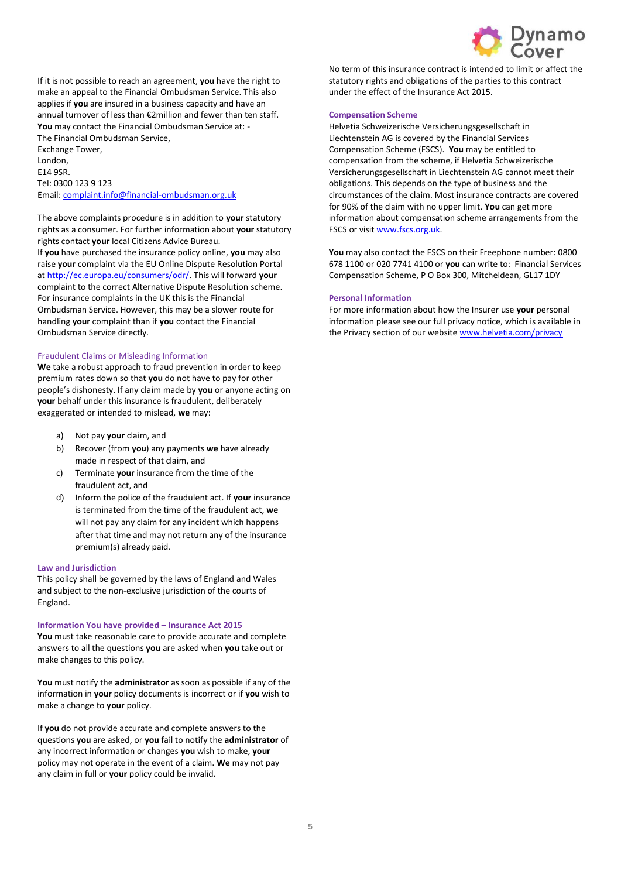If it is not possible to reach an agreement, **you** have the right to make an appeal to the Financial Ombudsman Service. This also applies if **you** are insured in a business capacity and have an annual turnover of less than €2million and fewer than ten staff. **You** may contact the Financial Ombudsman Service at: -
The Financial Ombudsman Service,
Exchange Tower,
London,
E14 9SR.
Tel: 0300 123 9 123
Email: complaint.info@financial-ombudsman.org.uk

The above complaints procedure is in addition to **your** statutory rights as a consumer. For further information about **your** statutory rights contact **your** local Citizens Advice Bureau.
If **you** have purchased the insurance policy online, **you** may also raise **your** complaint via the EU Online Dispute Resolution Portal at http://ec.europa.eu/consumers/odr/. This will forward **your** complaint to the correct Alternative Dispute Resolution scheme. For insurance complaints in the UK this is the Financial Ombudsman Service. However, this may be a slower route for handling **your** complaint than if **you** contact the Financial Ombudsman Service directly.

### Fraudulent Claims or Misleading Information

**We** take a robust approach to fraud prevention in order to keep premium rates down so that **you** do not have to pay for other people's dishonesty. If any claim made by **you** or anyone acting on **your** behalf under this insurance is fraudulent, deliberately exaggerated or intended to mislead, **we** may:

a) Not pay **your** claim, and
b) Recover (from **you**) any payments **we** have already made in respect of that claim, and
c) Terminate **your** insurance from the time of the fraudulent act, and
d) Inform the police of the fraudulent act. If **your** insurance is terminated from the time of the fraudulent act, **we** will not pay any claim for any incident which happens after that time and may not return any of the insurance premium(s) already paid.

### Law and Jurisdiction

This policy shall be governed by the laws of England and Wales and subject to the non-exclusive jurisdiction of the courts of England.

### Information You have provided – Insurance Act 2015

**You** must take reasonable care to provide accurate and complete answers to all the questions **you** are asked when **you** take out or make changes to this policy.

**You** must notify the **administrator** as soon as possible if any of the information in **your** policy documents is incorrect or if **you** wish to make a change to **your** policy.

If **you** do not provide accurate and complete answers to the questions **you** are asked, or **you** fail to notify the **administrator** of any incorrect information or changes **you** wish to make, **your** policy may not operate in the event of a claim. **We** may not pay any claim in full or **your** policy could be invalid**.**

No term of this insurance contract is intended to limit or affect the statutory rights and obligations of the parties to this contract under the effect of the Insurance Act 2015.

### Compensation Scheme

Helvetia Schweizerische Versicherungsgesellschaft in Liechtenstein AG is covered by the Financial Services Compensation Scheme (FSCS). **You** may be entitled to compensation from the scheme, if Helvetia Schweizerische Versicherungsgesellschaft in Liechtenstein AG cannot meet their obligations. This depends on the type of business and the circumstances of the claim. Most insurance contracts are covered for 90% of the claim with no upper limit. **You** can get more information about compensation scheme arrangements from the FSCS or visit www.fscs.org.uk.

**You** may also contact the FSCS on their Freephone number: 0800 678 1100 or 020 7741 4100 or **you** can write to: Financial Services Compensation Scheme, P O Box 300, Mitcheldean, GL17 1DY

### Personal Information

For more information about how the Insurer use **your** personal information please see our full privacy notice, which is available in the Privacy section of our website www.helvetia.com/privacy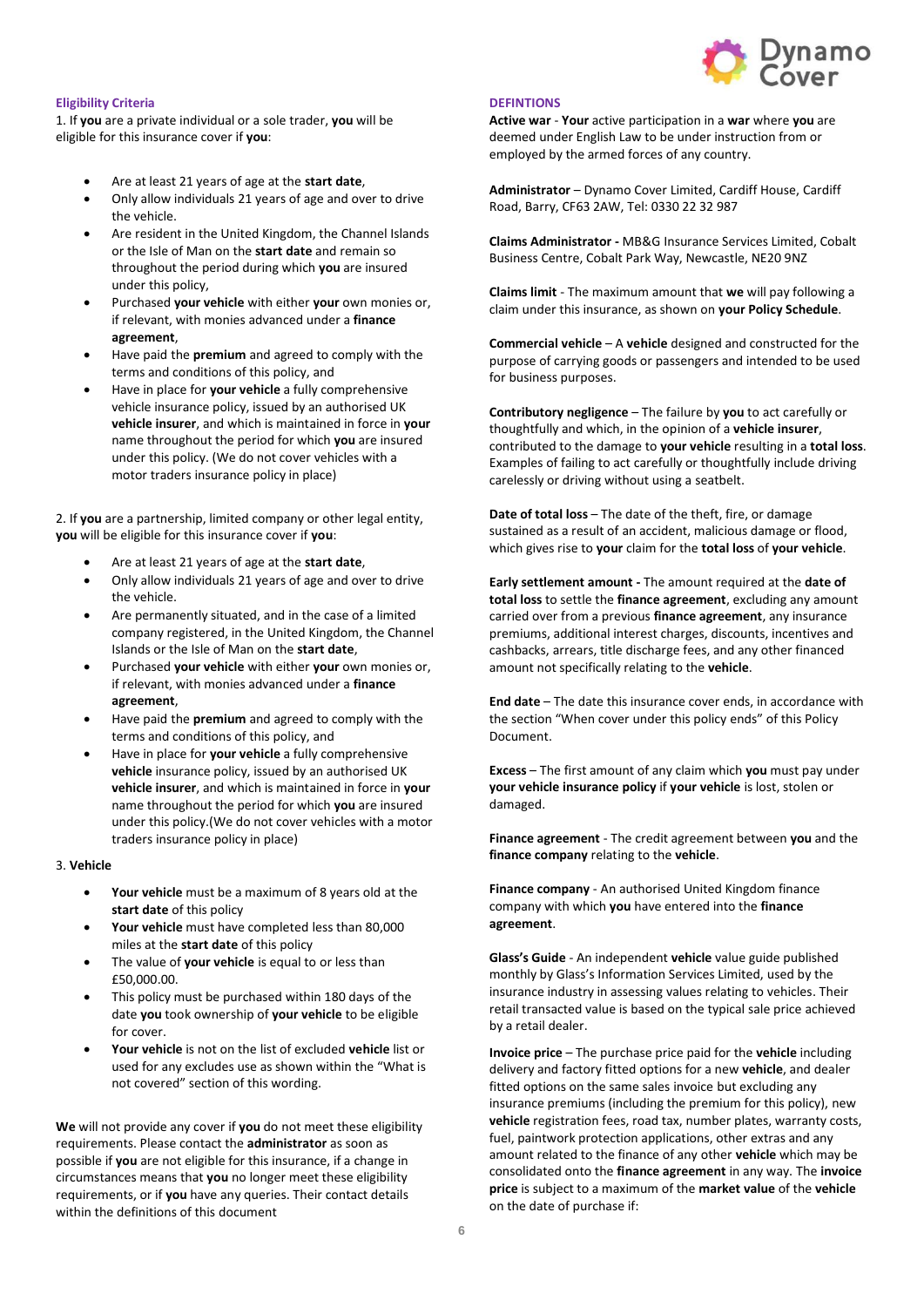## Eligibility Criteria

1. If **you** are a private individual or a sole trader, **you** will be eligible for this insurance cover if **you**:

- Are at least 21 years of age at the **start date**,
- Only allow individuals 21 years of age and over to drive the vehicle.
- Are resident in the United Kingdom, the Channel Islands or the Isle of Man on the **start date** and remain so throughout the period during which **you** are insured under this policy,
- Purchased **your vehicle** with either **your** own monies or, if relevant, with monies advanced under a **finance agreement**,
- Have paid the **premium** and agreed to comply with the terms and conditions of this policy, and
- Have in place for **your vehicle** a fully comprehensive vehicle insurance policy, issued by an authorised UK **vehicle insurer**, and which is maintained in force in **your** name throughout the period for which **you** are insured under this policy. (We do not cover vehicles with a motor traders insurance policy in place)

2. If **you** are a partnership, limited company or other legal entity, **you** will be eligible for this insurance cover if **you**:

- Are at least 21 years of age at the **start date**,
- Only allow individuals 21 years of age and over to drive the vehicle.
- Are permanently situated, and in the case of a limited company registered, in the United Kingdom, the Channel Islands or the Isle of Man on the **start date**,
- Purchased **your vehicle** with either **your** own monies or, if relevant, with monies advanced under a **finance agreement**,
- Have paid the **premium** and agreed to comply with the terms and conditions of this policy, and
- Have in place for **your vehicle** a fully comprehensive **vehicle** insurance policy, issued by an authorised UK **vehicle insurer**, and which is maintained in force in **your** name throughout the period for which **you** are insured under this policy.(We do not cover vehicles with a motor traders insurance policy in place)

3. **Vehicle**

- **Your vehicle** must be a maximum of 8 years old at the **start date** of this policy
- **Your vehicle** must have completed less than 80,000 miles at the **start date** of this policy
- The value of **your vehicle** is equal to or less than £50,000.00.
- This policy must be purchased within 180 days of the date **you** took ownership of **your vehicle** to be eligible for cover.
- **Your vehicle** is not on the list of excluded **vehicle** list or used for any excludes use as shown within the "What is not covered" section of this wording.

**We** will not provide any cover if **you** do not meet these eligibility requirements. Please contact the **administrator** as soon as possible if **you** are not eligible for this insurance, if a change in circumstances means that **you** no longer meet these eligibility requirements, or if **you** have any queries. Their contact details within the definitions of this document

## DEFINTIONS

**Active war** - **Your** active participation in a **war** where **you** are deemed under English Law to be under instruction from or employed by the armed forces of any country.

**Administrator** – Dynamo Cover Limited, Cardiff House, Cardiff Road, Barry, CF63 2AW, Tel: 0330 22 32 987

**Claims Administrator -** MB&G Insurance Services Limited, Cobalt Business Centre, Cobalt Park Way, Newcastle, NE20 9NZ

**Claims limit** - The maximum amount that **we** will pay following a claim under this insurance, as shown on **your Policy Schedule**.

**Commercial vehicle** – A **vehicle** designed and constructed for the purpose of carrying goods or passengers and intended to be used for business purposes.

**Contributory negligence** – The failure by **you** to act carefully or thoughtfully and which, in the opinion of a **vehicle insurer**, contributed to the damage to **your vehicle** resulting in a **total loss**. Examples of failing to act carefully or thoughtfully include driving carelessly or driving without using a seatbelt.

**Date of total loss** – The date of the theft, fire, or damage sustained as a result of an accident, malicious damage or flood, which gives rise to **your** claim for the **total loss** of **your vehicle**.

**Early settlement amount -** The amount required at the **date of total loss** to settle the **finance agreement**, excluding any amount carried over from a previous **finance agreement**, any insurance premiums, additional interest charges, discounts, incentives and cashbacks, arrears, title discharge fees, and any other financed amount not specifically relating to the **vehicle**.

**End date** – The date this insurance cover ends, in accordance with the section "When cover under this policy ends" of this Policy Document.

**Excess** – The first amount of any claim which **you** must pay under **your vehicle insurance policy** if **your vehicle** is lost, stolen or damaged.

**Finance agreement** - The credit agreement between **you** and the **finance company** relating to the **vehicle**.

**Finance company** - An authorised United Kingdom finance company with which **you** have entered into the **finance agreement**.

**Glass's Guide** - An independent **vehicle** value guide published monthly by Glass's Information Services Limited, used by the insurance industry in assessing values relating to vehicles. Their retail transacted value is based on the typical sale price achieved by a retail dealer.

**Invoice price** – The purchase price paid for the **vehicle** including delivery and factory fitted options for a new **vehicle**, and dealer fitted options on the same sales invoice but excluding any insurance premiums (including the premium for this policy), new **vehicle** registration fees, road tax, number plates, warranty costs, fuel, paintwork protection applications, other extras and any amount related to the finance of any other **vehicle** which may be consolidated onto the **finance agreement** in any way. The **invoice price** is subject to a maximum of the **market value** of the **vehicle** on the date of purchase if: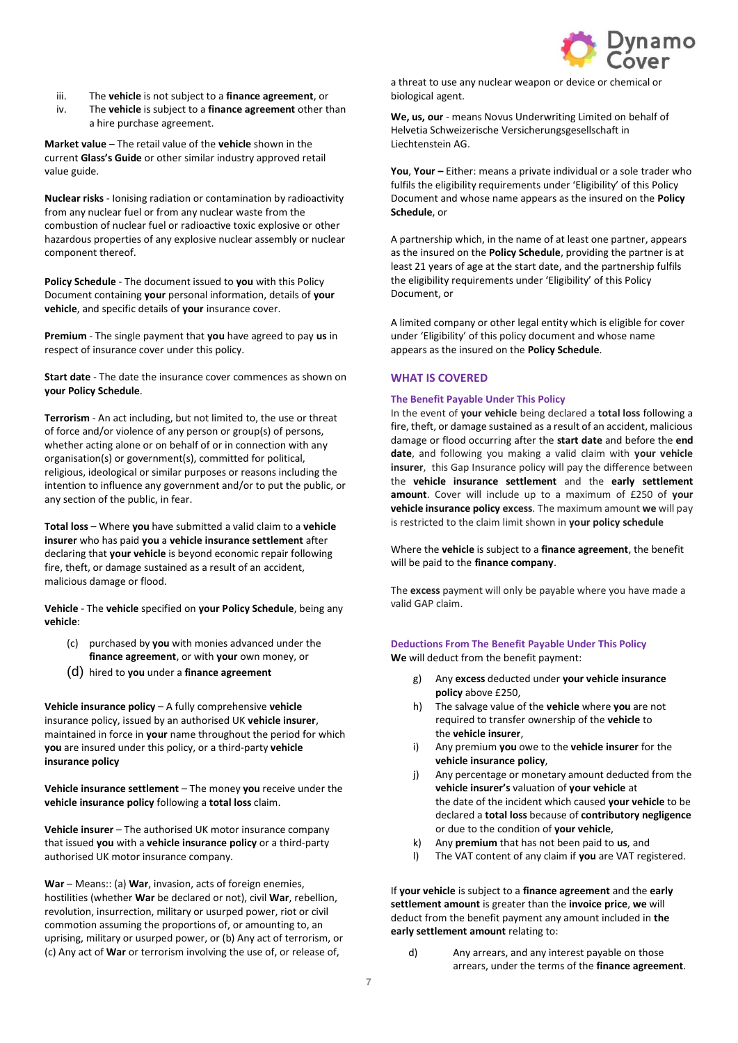iii. The **vehicle** is not subject to a **finance agreement**, or
iv. The **vehicle** is subject to a **finance agreement** other than a hire purchase agreement.

**Market value** – The retail value of the **vehicle** shown in the current **Glass's Guide** or other similar industry approved retail value guide.

**Nuclear risks** - Ionising radiation or contamination by radioactivity from any nuclear fuel or from any nuclear waste from the combustion of nuclear fuel or radioactive toxic explosive or other hazardous properties of any explosive nuclear assembly or nuclear component thereof.

**Policy Schedule** - The document issued to **you** with this Policy Document containing **your** personal information, details of **your vehicle**, and specific details of **your** insurance cover.

**Premium** - The single payment that **you** have agreed to pay **us** in respect of insurance cover under this policy.

**Start date** - The date the insurance cover commences as shown on **your Policy Schedule**.

**Terrorism** - An act including, but not limited to, the use or threat of force and/or violence of any person or group(s) of persons, whether acting alone or on behalf of or in connection with any organisation(s) or government(s), committed for political, religious, ideological or similar purposes or reasons including the intention to influence any government and/or to put the public, or any section of the public, in fear.

**Total loss** – Where **you** have submitted a valid claim to a **vehicle insurer** who has paid **you** a **vehicle insurance settlement** after declaring that **your vehicle** is beyond economic repair following fire, theft, or damage sustained as a result of an accident, malicious damage or flood.

**Vehicle** - The **vehicle** specified on **your Policy Schedule**, being any **vehicle**:

(c) purchased by **you** with monies advanced under the **finance agreement**, or with **your** own money, or
(d) hired to **you** under a **finance agreement**

**Vehicle insurance policy** – A fully comprehensive **vehicle** insurance policy, issued by an authorised UK **vehicle insurer**, maintained in force in **your** name throughout the period for which **you** are insured under this policy, or a third-party **vehicle insurance policy**

**Vehicle insurance settlement** – The money **you** receive under the **vehicle insurance policy** following a **total loss** claim.

**Vehicle insurer** – The authorised UK motor insurance company that issued **you** with a **vehicle insurance policy** or a third-party authorised UK motor insurance company.

**War** – Means:: (a) **War**, invasion, acts of foreign enemies, hostilities (whether **War** be declared or not), civil **War**, rebellion, revolution, insurrection, military or usurped power, riot or civil commotion assuming the proportions of, or amounting to, an uprising, military or usurped power, or (b) Any act of terrorism, or (c) Any act of **War** or terrorism involving the use of, or release of, a threat to use any nuclear weapon or device or chemical or biological agent.

**We, us, our** - means Novus Underwriting Limited on behalf of Helvetia Schweizerische Versicherungsgesellschaft in Liechtenstein AG.

**You, Your –** Either: means a private individual or a sole trader who fulfils the eligibility requirements under 'Eligibility' of this Policy Document and whose name appears as the insured on the **Policy Schedule**, or

A partnership which, in the name of at least one partner, appears as the insured on the **Policy Schedule**, providing the partner is at least 21 years of age at the start date, and the partnership fulfils the eligibility requirements under 'Eligibility' of this Policy Document, or

A limited company or other legal entity which is eligible for cover under 'Eligibility' of this policy document and whose name appears as the insured on the **Policy Schedule**.

## WHAT IS COVERED

### The Benefit Payable Under This Policy

In the event of **your vehicle** being declared a **total loss** following a fire, theft, or damage sustained as a result of an accident, malicious damage or flood occurring after the **start date** and before the **end date**, and following you making a valid claim with **your vehicle insurer**, this Gap Insurance policy will pay the difference between the **vehicle insurance settlement** and the **early settlement amount**. Cover will include up to a maximum of £250 of **your vehicle insurance policy excess**. The maximum amount **we** will pay is restricted to the claim limit shown in **your policy schedule**

Where the **vehicle** is subject to a **finance agreement**, the benefit will be paid to the **finance company**.

The **excess** payment will only be payable where you have made a valid GAP claim.

### Deductions From The Benefit Payable Under This Policy

**We** will deduct from the benefit payment:

g) Any **excess** deducted under **your vehicle insurance policy** above £250,
h) The salvage value of the **vehicle** where **you** are not required to transfer ownership of the **vehicle** to the **vehicle insurer**,
i) Any premium **you** owe to the **vehicle insurer** for the **vehicle insurance policy**,
j) Any percentage or monetary amount deducted from the **vehicle insurer's** valuation of **your vehicle** at the date of the incident which caused **your vehicle** to be declared a **total loss** because of **contributory negligence** or due to the condition of **your vehicle**,
k) Any **premium** that has not been paid to **us**, and
l) The VAT content of any claim if **you** are VAT registered.

If **your vehicle** is subject to a **finance agreement** and the **early settlement amount** is greater than the **invoice price**, **we** will deduct from the benefit payment any amount included in **the early settlement amount** relating to:

d) Any arrears, and any interest payable on those arrears, under the terms of the **finance agreement**.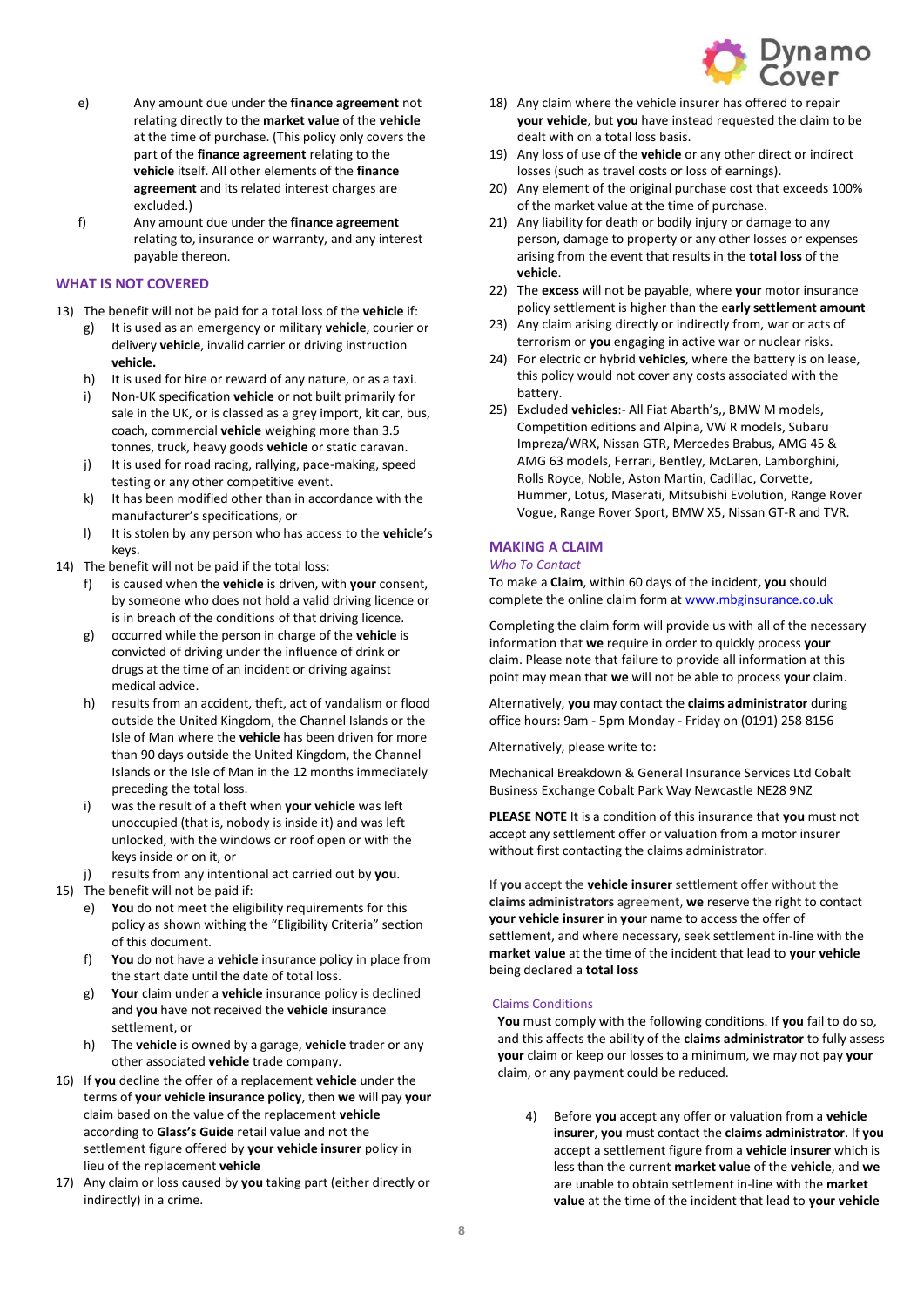e) Any amount due under the **finance agreement** not relating directly to the **market value** of the **vehicle** at the time of purchase. (This policy only covers the part of the **finance agreement** relating to the **vehicle** itself. All other elements of the **finance agreement** and its related interest charges are excluded.)

f) Any amount due under the **finance agreement** relating to, insurance or warranty, and any interest payable thereon.

## WHAT IS NOT COVERED

13) The benefit will not be paid for a total loss of the **vehicle** if:
    - g) It is used as an emergency or military **vehicle**, courier or delivery **vehicle**, invalid carrier or driving instruction **vehicle.**
    - h) It is used for hire or reward of any nature, or as a taxi.
    - i) Non-UK specification **vehicle** or not built primarily for sale in the UK, or is classed as a grey import, kit car, bus, coach, commercial **vehicle** weighing more than 3.5 tonnes, truck, heavy goods **vehicle** or static caravan.
    - j) It is used for road racing, rallying, pace-making, speed testing or any other competitive event.
    - k) It has been modified other than in accordance with the manufacturer's specifications, or
    - l) It is stolen by any person who has access to the **vehicle**'s keys.
14) The benefit will not be paid if the total loss:
    - f) is caused when the **vehicle** is driven, with **your** consent, by someone who does not hold a valid driving licence or is in breach of the conditions of that driving licence.
    - g) occurred while the person in charge of the **vehicle** is convicted of driving under the influence of drink or drugs at the time of an incident or driving against medical advice.
    - h) results from an accident, theft, act of vandalism or flood outside the United Kingdom, the Channel Islands or the Isle of Man where the **vehicle** has been driven for more than 90 days outside the United Kingdom, the Channel Islands or the Isle of Man in the 12 months immediately preceding the total loss.
    - i) was the result of a theft when **your vehicle** was left unoccupied (that is, nobody is inside it) and was left unlocked, with the windows or roof open or with the keys inside or on it, or
    - j) results from any intentional act carried out by **you**.
15) The benefit will not be paid if:
    - e) **You** do not meet the eligibility requirements for this policy as shown withing the "Eligibility Criteria" section of this document.
    - f) **You** do not have a **vehicle** insurance policy in place from the start date until the date of total loss.
    - g) **Your** claim under a **vehicle** insurance policy is declined and **you** have not received the **vehicle** insurance settlement, or
    - h) The **vehicle** is owned by a garage, **vehicle** trader or any other associated **vehicle** trade company.
16) If **you** decline the offer of a replacement **vehicle** under the terms of **your vehicle insurance policy**, then **we** will pay **your** claim based on the value of the replacement **vehicle** according to **Glass's Guide** retail value and not the settlement figure offered by **your vehicle insurer** policy in lieu of the replacement **vehicle**
17) Any claim or loss caused by **you** taking part (either directly or indirectly) in a crime.
18) Any claim where the vehicle insurer has offered to repair **your vehicle**, but **you** have instead requested the claim to be dealt with on a total loss basis.
19) Any loss of use of the **vehicle** or any other direct or indirect losses (such as travel costs or loss of earnings).
20) Any element of the original purchase cost that exceeds 100% of the market value at the time of purchase.
21) Any liability for death or bodily injury or damage to any person, damage to property or any other losses or expenses arising from the event that results in the **total loss** of the **vehicle**.
22) The **excess** will not be payable, where **your** motor insurance policy settlement is higher than the e**arly settlement amount**
23) Any claim arising directly or indirectly from, war or acts of terrorism or **you** engaging in active war or nuclear risks.
24) For electric or hybrid **vehicles**, where the battery is on lease, this policy would not cover any costs associated with the battery.
25) Excluded **vehicles**:- All Fiat Abarth's,, BMW M models, Competition editions and Alpina, VW R models, Subaru Impreza/WRX, Nissan GTR, Mercedes Brabus, AMG 45 & AMG 63 models, Ferrari, Bentley, McLaren, Lamborghini, Rolls Royce, Noble, Aston Martin, Cadillac, Corvette, Hummer, Lotus, Maserati, Mitsubishi Evolution, Range Rover Vogue, Range Rover Sport, BMW X5, Nissan GT-R and TVR.

## MAKING A CLAIM

*Who To Contact*

To make a **Claim**, within 60 days of the incident**, you** should complete the online claim form at www.mbginsurance.co.uk

Completing the claim form will provide us with all of the necessary information that **we** require in order to quickly process **your** claim. Please note that failure to provide all information at this point may mean that **we** will not be able to process **your** claim.

Alternatively, **you** may contact the **claims administrator** during office hours: 9am - 5pm Monday - Friday on (0191) 258 8156

Alternatively, please write to:

Mechanical Breakdown & General Insurance Services Ltd Cobalt Business Exchange Cobalt Park Way Newcastle NE28 9NZ

**PLEASE NOTE** It is a condition of this insurance that **you** must not accept any settlement offer or valuation from a motor insurer without first contacting the claims administrator.

If **you** accept the **vehicle insurer** settlement offer without the **claims administrators** agreement, **we** reserve the right to contact **your vehicle insurer** in **your** name to access the offer of settlement, and where necessary, seek settlement in-line with the **market value** at the time of the incident that lead to **your vehicle** being declared a **total loss**

Claims Conditions

**You** must comply with the following conditions. If **you** fail to do so, and this affects the ability of the **claims administrator** to fully assess **your** claim or keep our losses to a minimum, we may not pay **your** claim, or any payment could be reduced.

4) Before **you** accept any offer or valuation from a **vehicle insurer**, **you** must contact the **claims administrator**. If **you** accept a settlement figure from a **vehicle insurer** which is less than the current **market value** of the **vehicle**, and **we** are unable to obtain settlement in-line with the **market value** at the time of the incident that lead to **your vehicle**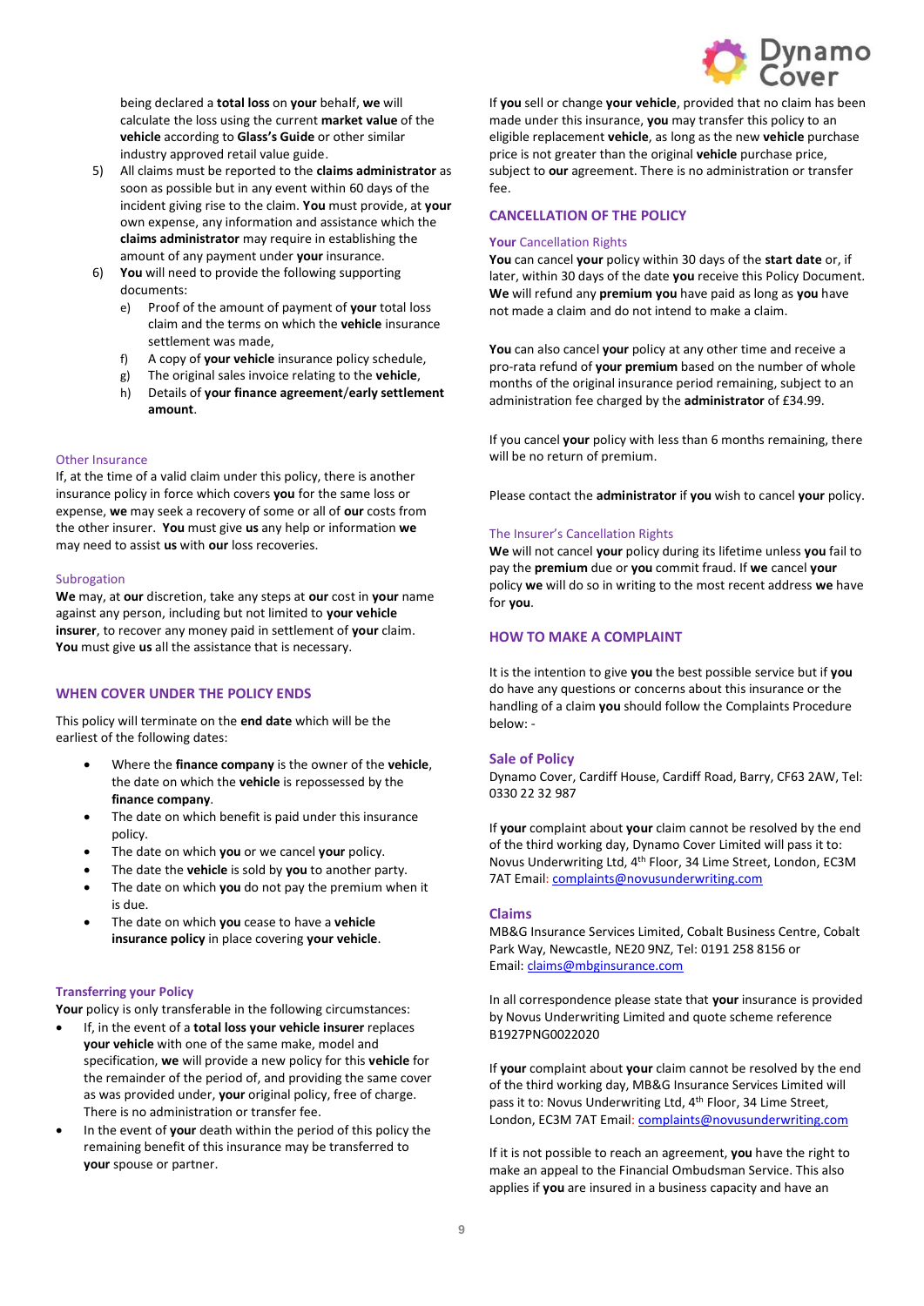being declared a **total loss** on **your** behalf, **we** will calculate the loss using the current **market value** of the **vehicle** according to **Glass's Guide** or other similar industry approved retail value guide.

5) All claims must be reported to the **claims administrator** as soon as possible but in any event within 60 days of the incident giving rise to the claim. **You** must provide, at **your** own expense, any information and assistance which the **claims administrator** may require in establishing the amount of any payment under **your** insurance.
6) **You** will need to provide the following supporting documents:
   e) Proof of the amount of payment of **your** total loss claim and the terms on which the **vehicle** insurance settlement was made,
   f) A copy of **your vehicle** insurance policy schedule,
   g) The original sales invoice relating to the **vehicle**,
   h) Details of **your finance agreement**/**early settlement amount**.

### Other Insurance

If, at the time of a valid claim under this policy, there is another insurance policy in force which covers **you** for the same loss or expense, **we** may seek a recovery of some or all of **our** costs from the other insurer. **You** must give **us** any help or information **we** may need to assist **us** with **our** loss recoveries.

### Subrogation

**We** may, at **our** discretion, take any steps at **our** cost in **your** name against any person, including but not limited to **your vehicle insurer**, to recover any money paid in settlement of **your** claim. **You** must give **us** all the assistance that is necessary.

## WHEN COVER UNDER THE POLICY ENDS

This policy will terminate on the **end date** which will be the earliest of the following dates:

- Where the **finance company** is the owner of the **vehicle**, the date on which the **vehicle** is repossessed by the **finance company**.
- The date on which benefit is paid under this insurance policy.
- The date on which **you** or we cancel **your** policy.
- The date the **vehicle** is sold by **you** to another party.
- The date on which **you** do not pay the premium when it is due.
- The date on which **you** cease to have a **vehicle insurance policy** in place covering **your vehicle**.

### Transferring your Policy

**Your** policy is only transferable in the following circumstances:

- If, in the event of a **total loss your vehicle insurer** replaces **your vehicle** with one of the same make, model and specification, **we** will provide a new policy for this **vehicle** for the remainder of the period of, and providing the same cover as was provided under, **your** original policy, free of charge. There is no administration or transfer fee.
- In the event of **your** death within the period of this policy the remaining benefit of this insurance may be transferred to **your** spouse or partner.

If **you** sell or change **your vehicle**, provided that no claim has been made under this insurance, **you** may transfer this policy to an eligible replacement **vehicle**, as long as the new **vehicle** purchase price is not greater than the original **vehicle** purchase price, subject to **our** agreement. There is no administration or transfer fee.

## CANCELLATION OF THE POLICY

### Your Cancellation Rights

**You** can cancel **your** policy within 30 days of the **start date** or, if later, within 30 days of the date **you** receive this Policy Document. **We** will refund any **premium you** have paid as long as **you** have not made a claim and do not intend to make a claim.

**You** can also cancel **your** policy at any other time and receive a pro-rata refund of **your premium** based on the number of whole months of the original insurance period remaining, subject to an administration fee charged by the **administrator** of £34.99.

If you cancel **your** policy with less than 6 months remaining, there will be no return of premium.

Please contact the **administrator** if **you** wish to cancel **your** policy.

### The Insurer's Cancellation Rights

**We** will not cancel **your** policy during its lifetime unless **you** fail to pay the **premium** due or **you** commit fraud. If **we** cancel **your** policy **we** will do so in writing to the most recent address **we** have for **you**.

## HOW TO MAKE A COMPLAINT

It is the intention to give **you** the best possible service but if **you** do have any questions or concerns about this insurance or the handling of a claim **you** should follow the Complaints Procedure below: -

### Sale of Policy

Dynamo Cover, Cardiff House, Cardiff Road, Barry, CF63 2AW, Tel: 0330 22 32 987

If **your** complaint about **your** claim cannot be resolved by the end of the third working day, Dynamo Cover Limited will pass it to: Novus Underwriting Ltd, 4th Floor, 34 Lime Street, London, EC3M 7AT Email: complaints@novusunderwriting.com

### Claims

MB&G Insurance Services Limited, Cobalt Business Centre, Cobalt Park Way, Newcastle, NE20 9NZ, Tel: 0191 258 8156 or Email: claims@mbginsurance.com

In all correspondence please state that **your** insurance is provided by Novus Underwriting Limited and quote scheme reference B1927PNG0022020

If **your** complaint about **your** claim cannot be resolved by the end of the third working day, MB&G Insurance Services Limited will pass it to: Novus Underwriting Ltd, 4th Floor, 34 Lime Street, London, EC3M 7AT Email: complaints@novusunderwriting.com

If it is not possible to reach an agreement, **you** have the right to make an appeal to the Financial Ombudsman Service. This also applies if **you** are insured in a business capacity and have an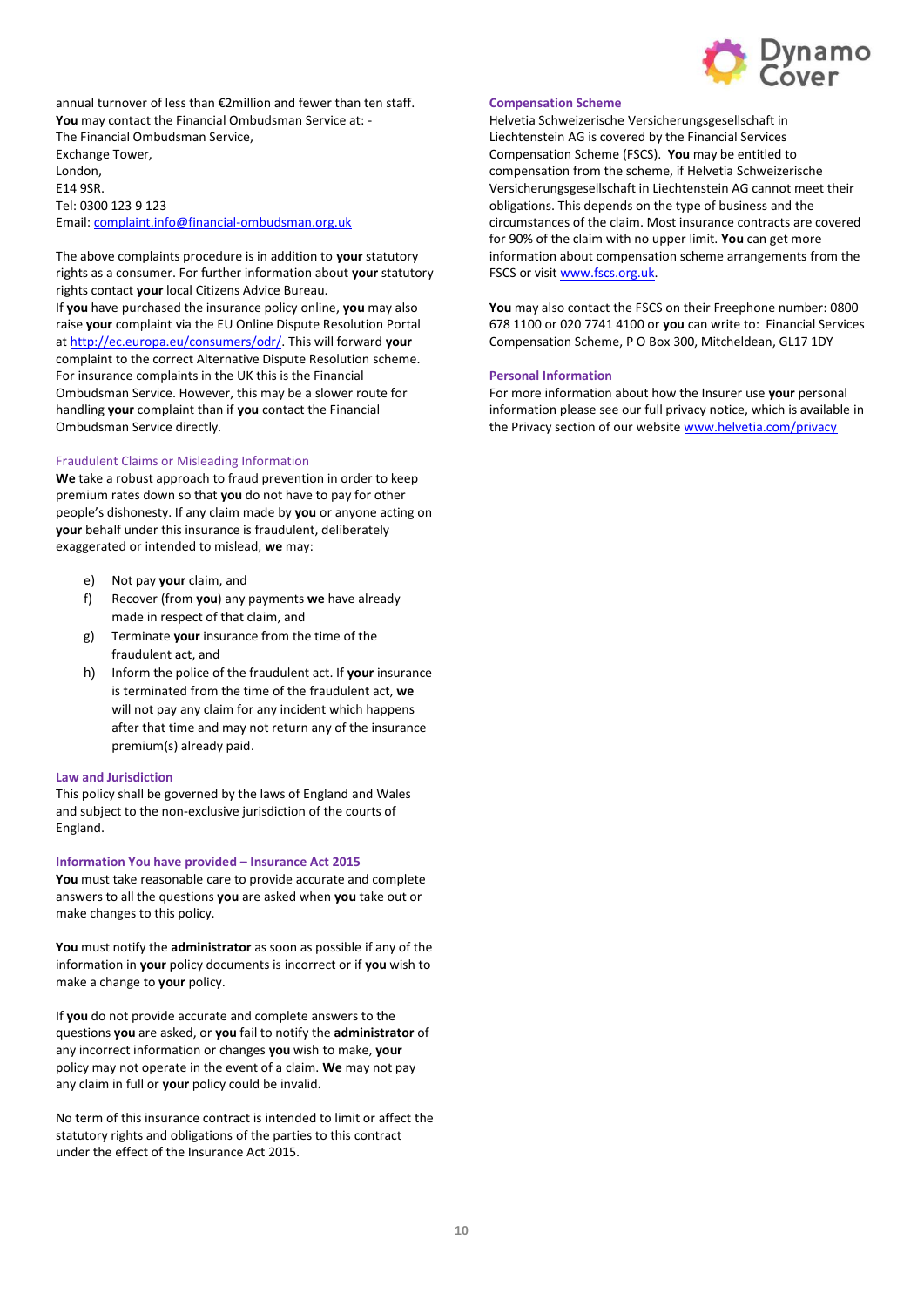annual turnover of less than €2million and fewer than ten staff.
**You** may contact the Financial Ombudsman Service at: -
The Financial Ombudsman Service,
Exchange Tower,
London,
E14 9SR.
Tel: 0300 123 9 123
Email: complaint.info@financial-ombudsman.org.uk

The above complaints procedure is in addition to **your** statutory rights as a consumer. For further information about **your** statutory rights contact **your** local Citizens Advice Bureau.
If **you** have purchased the insurance policy online, **you** may also raise **your** complaint via the EU Online Dispute Resolution Portal at http://ec.europa.eu/consumers/odr/. This will forward **your** complaint to the correct Alternative Dispute Resolution scheme. For insurance complaints in the UK this is the Financial Ombudsman Service. However, this may be a slower route for handling **your** complaint than if **you** contact the Financial Ombudsman Service directly.

### Fraudulent Claims or Misleading Information

**We** take a robust approach to fraud prevention in order to keep premium rates down so that **you** do not have to pay for other people's dishonesty. If any claim made by **you** or anyone acting on **your** behalf under this insurance is fraudulent, deliberately exaggerated or intended to mislead, **we** may:

e) Not pay **your** claim, and
f) Recover (from **you**) any payments **we** have already made in respect of that claim, and
g) Terminate **your** insurance from the time of the fraudulent act, and
h) Inform the police of the fraudulent act. If **your** insurance is terminated from the time of the fraudulent act, **we** will not pay any claim for any incident which happens after that time and may not return any of the insurance premium(s) already paid.

### Law and Jurisdiction

This policy shall be governed by the laws of England and Wales and subject to the non-exclusive jurisdiction of the courts of England.

### Information You have provided – Insurance Act 2015

**You** must take reasonable care to provide accurate and complete answers to all the questions **you** are asked when **you** take out or make changes to this policy.

**You** must notify the **administrator** as soon as possible if any of the information in **your** policy documents is incorrect or if **you** wish to make a change to **your** policy.

If **you** do not provide accurate and complete answers to the questions **you** are asked, or **you** fail to notify the **administrator** of any incorrect information or changes **you** wish to make, **your** policy may not operate in the event of a claim. **We** may not pay any claim in full or **your** policy could be invalid**.**

No term of this insurance contract is intended to limit or affect the statutory rights and obligations of the parties to this contract under the effect of the Insurance Act 2015.

### Compensation Scheme

Helvetia Schweizerische Versicherungsgesellschaft in Liechtenstein AG is covered by the Financial Services Compensation Scheme (FSCS). **You** may be entitled to compensation from the scheme, if Helvetia Schweizerische Versicherungsgesellschaft in Liechtenstein AG cannot meet their obligations. This depends on the type of business and the circumstances of the claim. Most insurance contracts are covered for 90% of the claim with no upper limit. **You** can get more information about compensation scheme arrangements from the FSCS or visit www.fscs.org.uk.

**You** may also contact the FSCS on their Freephone number: 0800 678 1100 or 020 7741 4100 or **you** can write to: Financial Services Compensation Scheme, P O Box 300, Mitcheldean, GL17 1DY

### Personal Information

For more information about how the Insurer use **your** personal information please see our full privacy notice, which is available in the Privacy section of our website www.helvetia.com/privacy